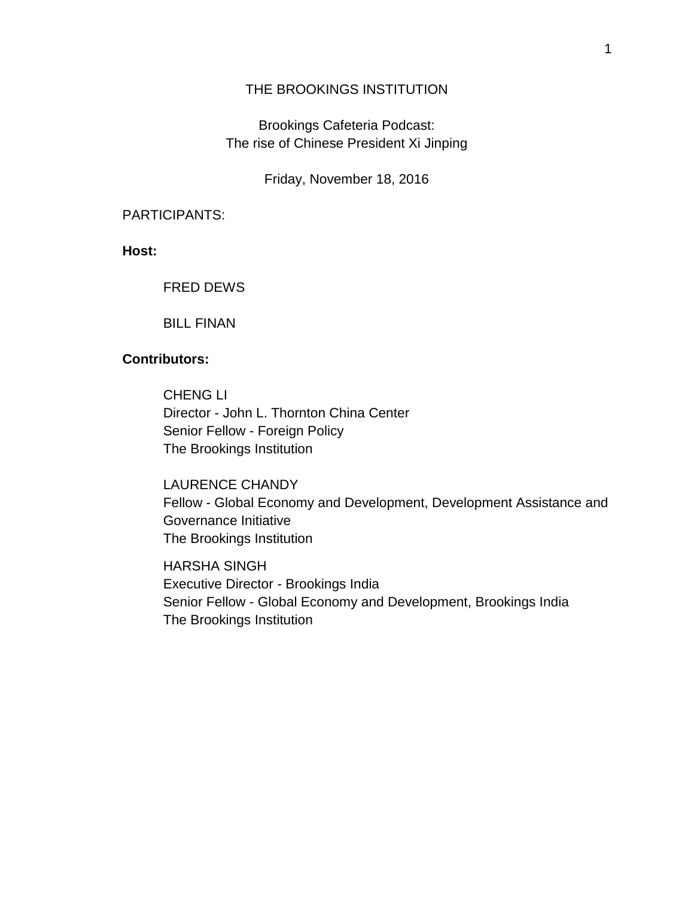# THE BROOKINGS INSTITUTION

## Brookings Cafeteria Podcast:
## The rise of Chinese President Xi Jinping

Friday, November 18, 2016

PARTICIPANTS:

**Host:**

FRED DEWS

BILL FINAN

**Contributors:**

CHENG LI
Director - John L. Thornton China Center
Senior Fellow - Foreign Policy
The Brookings Institution

LAURENCE CHANDY
Fellow - Global Economy and Development, Development Assistance and Governance Initiative
The Brookings Institution

HARSHA SINGH
Executive Director - Brookings India
Senior Fellow - Global Economy and Development, Brookings India
The Brookings Institution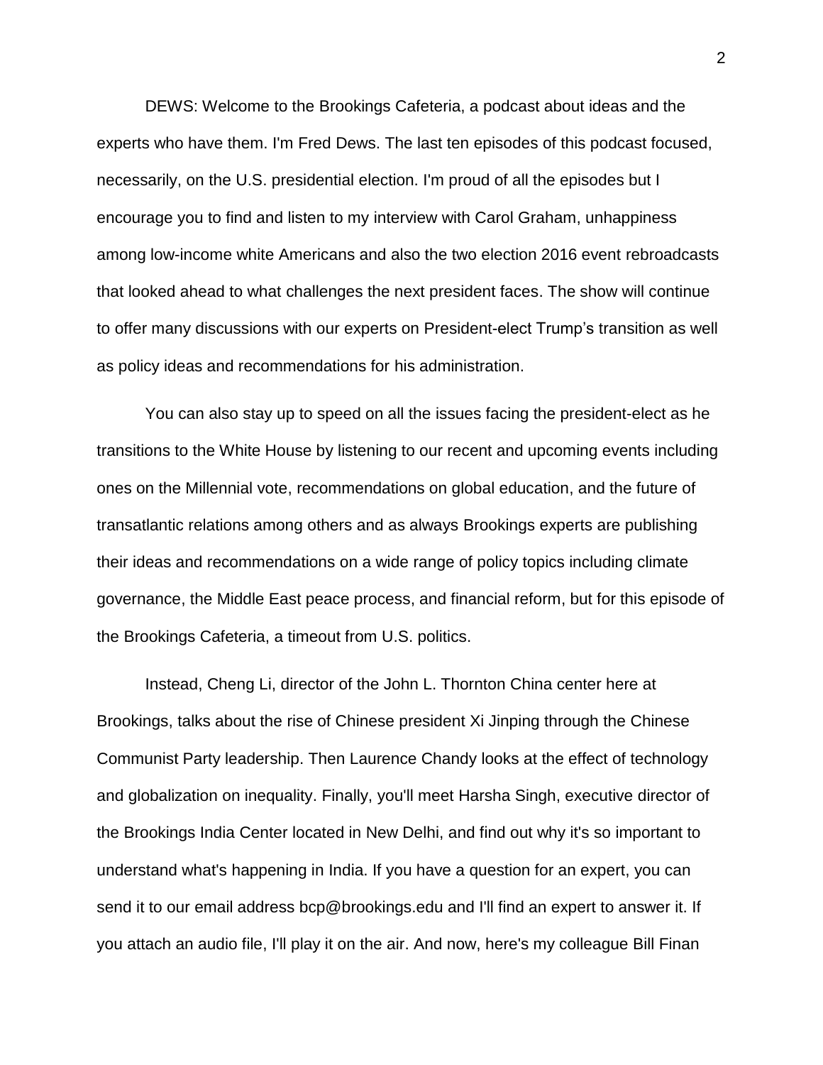DEWS: Welcome to the Brookings Cafeteria, a podcast about ideas and the experts who have them. I'm Fred Dews. The last ten episodes of this podcast focused, necessarily, on the U.S. presidential election. I'm proud of all the episodes but I encourage you to find and listen to my interview with Carol Graham, unhappiness among low-income white Americans and also the two election 2016 event rebroadcasts that looked ahead to what challenges the next president faces. The show will continue to offer many discussions with our experts on President-elect Trump's transition as well as policy ideas and recommendations for his administration.

You can also stay up to speed on all the issues facing the president-elect as he transitions to the White House by listening to our recent and upcoming events including ones on the Millennial vote, recommendations on global education, and the future of transatlantic relations among others and as always Brookings experts are publishing their ideas and recommendations on a wide range of policy topics including climate governance, the Middle East peace process, and financial reform, but for this episode of the Brookings Cafeteria, a timeout from U.S. politics.

Instead, Cheng Li, director of the John L. Thornton China center here at Brookings, talks about the rise of Chinese president Xi Jinping through the Chinese Communist Party leadership. Then Laurence Chandy looks at the effect of technology and globalization on inequality. Finally, you'll meet Harsha Singh, executive director of the Brookings India Center located in New Delhi, and find out why it's so important to understand what's happening in India. If you have a question for an expert, you can send it to our email address bcp@brookings.edu and I'll find an expert to answer it. If you attach an audio file, I'll play it on the air. And now, here's my colleague Bill Finan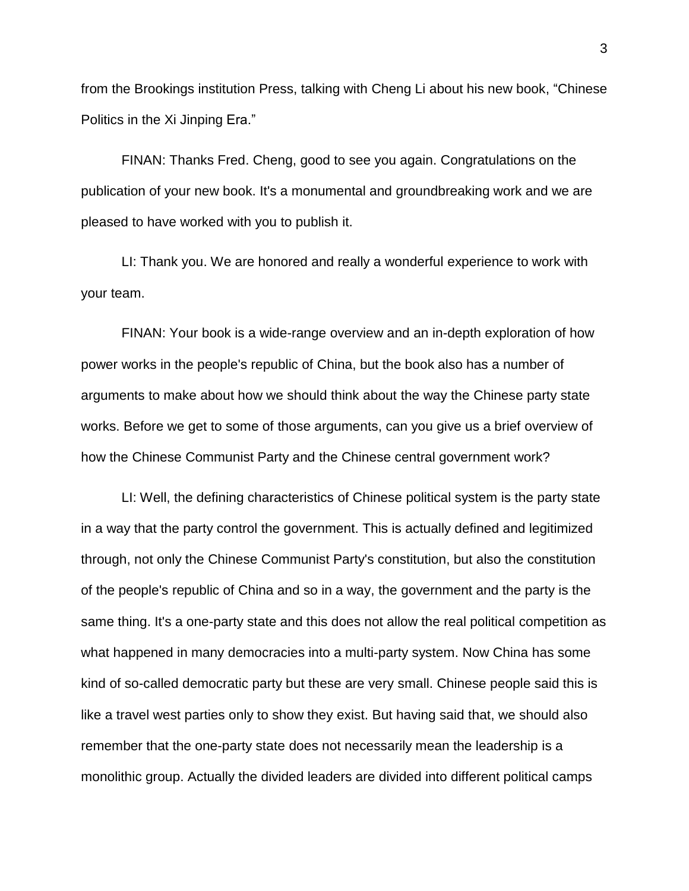from the Brookings institution Press, talking with Cheng Li about his new book, "Chinese Politics in the Xi Jinping Era."

FINAN: Thanks Fred. Cheng, good to see you again. Congratulations on the publication of your new book. It's a monumental and groundbreaking work and we are pleased to have worked with you to publish it.

LI: Thank you. We are honored and really a wonderful experience to work with your team.

FINAN: Your book is a wide-range overview and an in-depth exploration of how power works in the people's republic of China, but the book also has a number of arguments to make about how we should think about the way the Chinese party state works. Before we get to some of those arguments, can you give us a brief overview of how the Chinese Communist Party and the Chinese central government work?

LI: Well, the defining characteristics of Chinese political system is the party state in a way that the party control the government. This is actually defined and legitimized through, not only the Chinese Communist Party's constitution, but also the constitution of the people's republic of China and so in a way, the government and the party is the same thing. It's a one-party state and this does not allow the real political competition as what happened in many democracies into a multi-party system. Now China has some kind of so-called democratic party but these are very small. Chinese people said this is like a travel west parties only to show they exist. But having said that, we should also remember that the one-party state does not necessarily mean the leadership is a monolithic group. Actually the divided leaders are divided into different political camps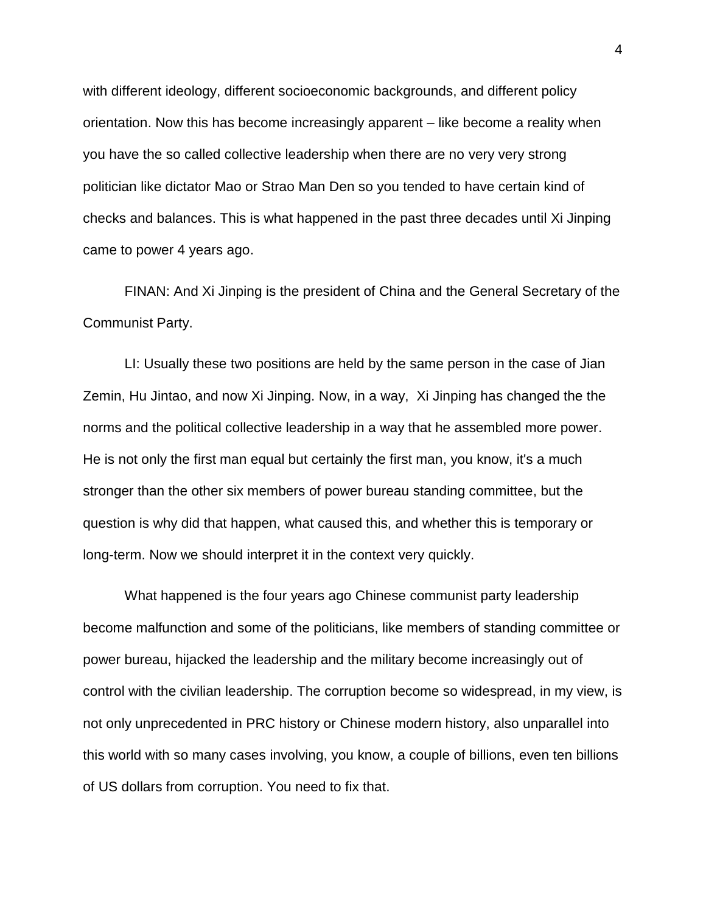with different ideology, different socioeconomic backgrounds, and different policy orientation. Now this has become increasingly apparent – like become a reality when you have the so called collective leadership when there are no very very strong politician like dictator Mao or Strao Man Den so you tended to have certain kind of checks and balances. This is what happened in the past three decades until Xi Jinping came to power 4 years ago.

FINAN: And Xi Jinping is the president of China and the General Secretary of the Communist Party.

LI: Usually these two positions are held by the same person in the case of Jian Zemin, Hu Jintao, and now Xi Jinping. Now, in a way, Xi Jinping has changed the the norms and the political collective leadership in a way that he assembled more power. He is not only the first man equal but certainly the first man, you know, it's a much stronger than the other six members of power bureau standing committee, but the question is why did that happen, what caused this, and whether this is temporary or long-term. Now we should interpret it in the context very quickly.

What happened is the four years ago Chinese communist party leadership become malfunction and some of the politicians, like members of standing committee or power bureau, hijacked the leadership and the military become increasingly out of control with the civilian leadership. The corruption become so widespread, in my view, is not only unprecedented in PRC history or Chinese modern history, also unparallel into this world with so many cases involving, you know, a couple of billions, even ten billions of US dollars from corruption. You need to fix that.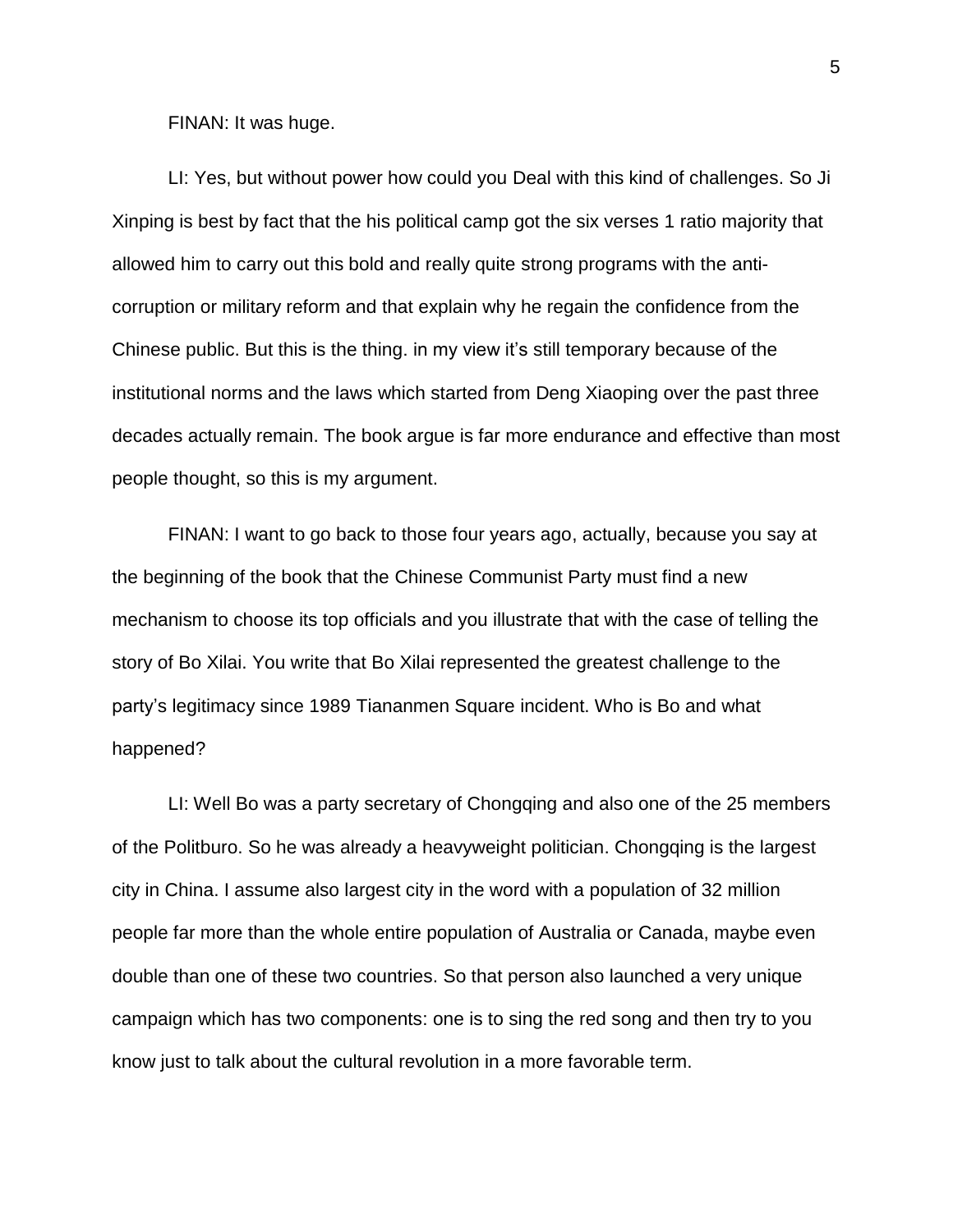FINAN: It was huge.

LI: Yes, but without power how could you Deal with this kind of challenges. So Ji Xinping is best by fact that the his political camp got the six verses 1 ratio majority that allowed him to carry out this bold and really quite strong programs with the anti-corruption or military reform and that explain why he regain the confidence from the Chinese public. But this is the thing. in my view it's still temporary because of the institutional norms and the laws which started from Deng Xiaoping over the past three decades actually remain. The book argue is far more endurance and effective than most people thought, so this is my argument.

FINAN: I want to go back to those four years ago, actually, because you say at the beginning of the book that the Chinese Communist Party must find a new mechanism to choose its top officials and you illustrate that with the case of telling the story of Bo Xilai. You write that Bo Xilai represented the greatest challenge to the party's legitimacy since 1989 Tiananmen Square incident. Who is Bo and what happened?

LI: Well Bo was a party secretary of Chongqing and also one of the 25 members of the Politburo. So he was already a heavyweight politician. Chongqing is the largest city in China. I assume also largest city in the word with a population of 32 million people far more than the whole entire population of Australia or Canada, maybe even double than one of these two countries. So that person also launched a very unique campaign which has two components: one is to sing the red song and then try to you know just to talk about the cultural revolution in a more favorable term.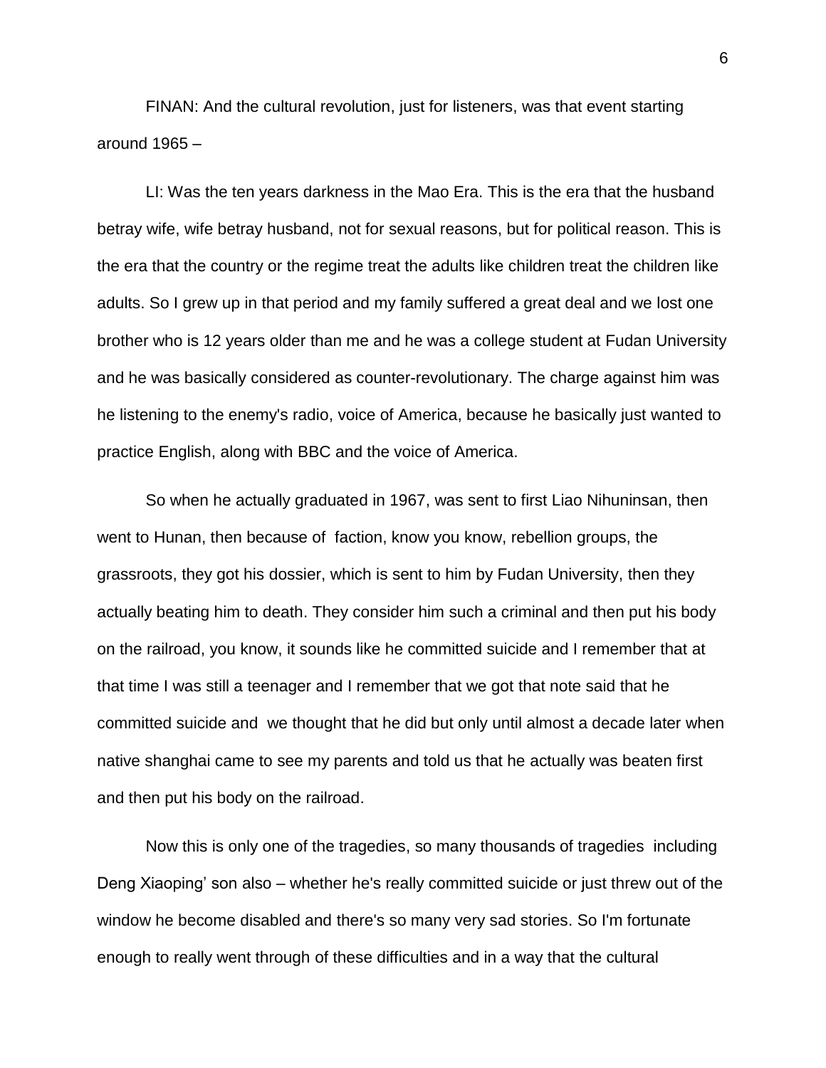FINAN: And the cultural revolution, just for listeners, was that event starting around 1965 –

LI: Was the ten years darkness in the Mao Era. This is the era that the husband betray wife, wife betray husband, not for sexual reasons, but for political reason. This is the era that the country or the regime treat the adults like children treat the children like adults. So I grew up in that period and my family suffered a great deal and we lost one brother who is 12 years older than me and he was a college student at Fudan University and he was basically considered as counter-revolutionary. The charge against him was he listening to the enemy's radio, voice of America, because he basically just wanted to practice English, along with BBC and the voice of America.

So when he actually graduated in 1967, was sent to first Liao Nihuninsan, then went to Hunan, then because of faction, know you know, rebellion groups, the grassroots, they got his dossier, which is sent to him by Fudan University, then they actually beating him to death. They consider him such a criminal and then put his body on the railroad, you know, it sounds like he committed suicide and I remember that at that time I was still a teenager and I remember that we got that note said that he committed suicide and we thought that he did but only until almost a decade later when native shanghai came to see my parents and told us that he actually was beaten first and then put his body on the railroad.

Now this is only one of the tragedies, so many thousands of tragedies including Deng Xiaoping' son also – whether he's really committed suicide or just threw out of the window he become disabled and there's so many very sad stories. So I'm fortunate enough to really went through of these difficulties and in a way that the cultural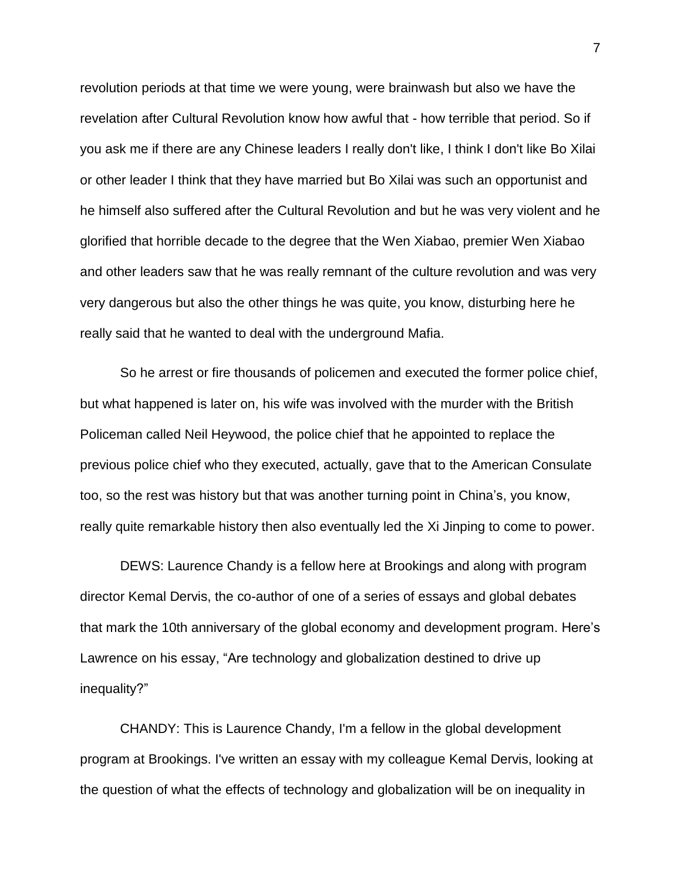revolution periods at that time we were young, were brainwash but also we have the revelation after Cultural Revolution know how awful that - how terrible that period. So if you ask me if there are any Chinese leaders I really don't like, I think I don't like Bo Xilai or other leader I think that they have married but Bo Xilai was such an opportunist and he himself also suffered after the Cultural Revolution and but he was very violent and he glorified that horrible decade to the degree that the Wen Xiabao, premier Wen Xiabao and other leaders saw that he was really remnant of the culture revolution and was very very dangerous but also the other things he was quite, you know, disturbing here he really said that he wanted to deal with the underground Mafia.

So he arrest or fire thousands of policemen and executed the former police chief, but what happened is later on, his wife was involved with the murder with the British Policeman called Neil Heywood, the police chief that he appointed to replace the previous police chief who they executed, actually, gave that to the American Consulate too, so the rest was history but that was another turning point in China's, you know, really quite remarkable history then also eventually led the Xi Jinping to come to power.

DEWS: Laurence Chandy is a fellow here at Brookings and along with program director Kemal Dervis, the co-author of one of a series of essays and global debates that mark the 10th anniversary of the global economy and development program. Here's Lawrence on his essay, "Are technology and globalization destined to drive up inequality?"

CHANDY: This is Laurence Chandy, I'm a fellow in the global development program at Brookings. I've written an essay with my colleague Kemal Dervis, looking at the question of what the effects of technology and globalization will be on inequality in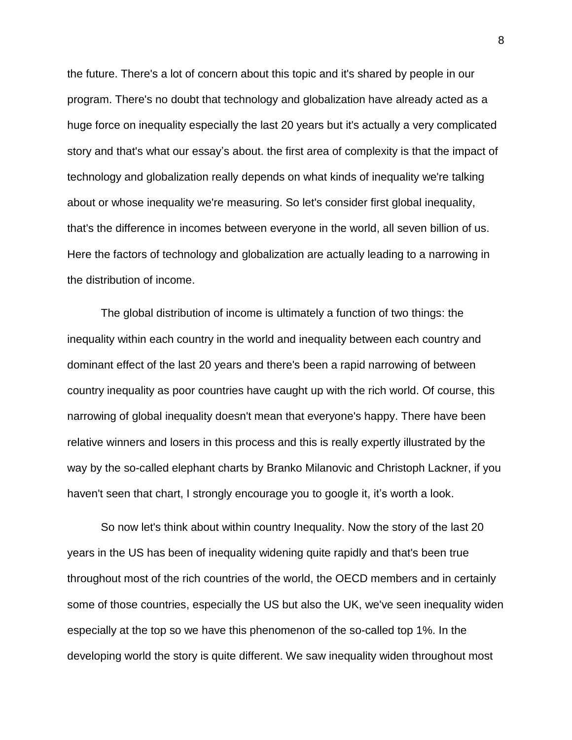the future. There's a lot of concern about this topic and it's shared by people in our program. There's no doubt that technology and globalization have already acted as a huge force on inequality especially the last 20 years but it's actually a very complicated story and that's what our essay's about. the first area of complexity is that the impact of technology and globalization really depends on what kinds of inequality we're talking about or whose inequality we're measuring. So let's consider first global inequality, that's the difference in incomes between everyone in the world, all seven billion of us. Here the factors of technology and globalization are actually leading to a narrowing in the distribution of income.

The global distribution of income is ultimately a function of two things: the inequality within each country in the world and inequality between each country and dominant effect of the last 20 years and there's been a rapid narrowing of between country inequality as poor countries have caught up with the rich world. Of course, this narrowing of global inequality doesn't mean that everyone's happy. There have been relative winners and losers in this process and this is really expertly illustrated by the way by the so-called elephant charts by Branko Milanovic and Christoph Lackner, if you haven't seen that chart, I strongly encourage you to google it, it's worth a look.

So now let's think about within country Inequality. Now the story of the last 20 years in the US has been of inequality widening quite rapidly and that's been true throughout most of the rich countries of the world, the OECD members and in certainly some of those countries, especially the US but also the UK, we've seen inequality widen especially at the top so we have this phenomenon of the so-called top 1%. In the developing world the story is quite different. We saw inequality widen throughout most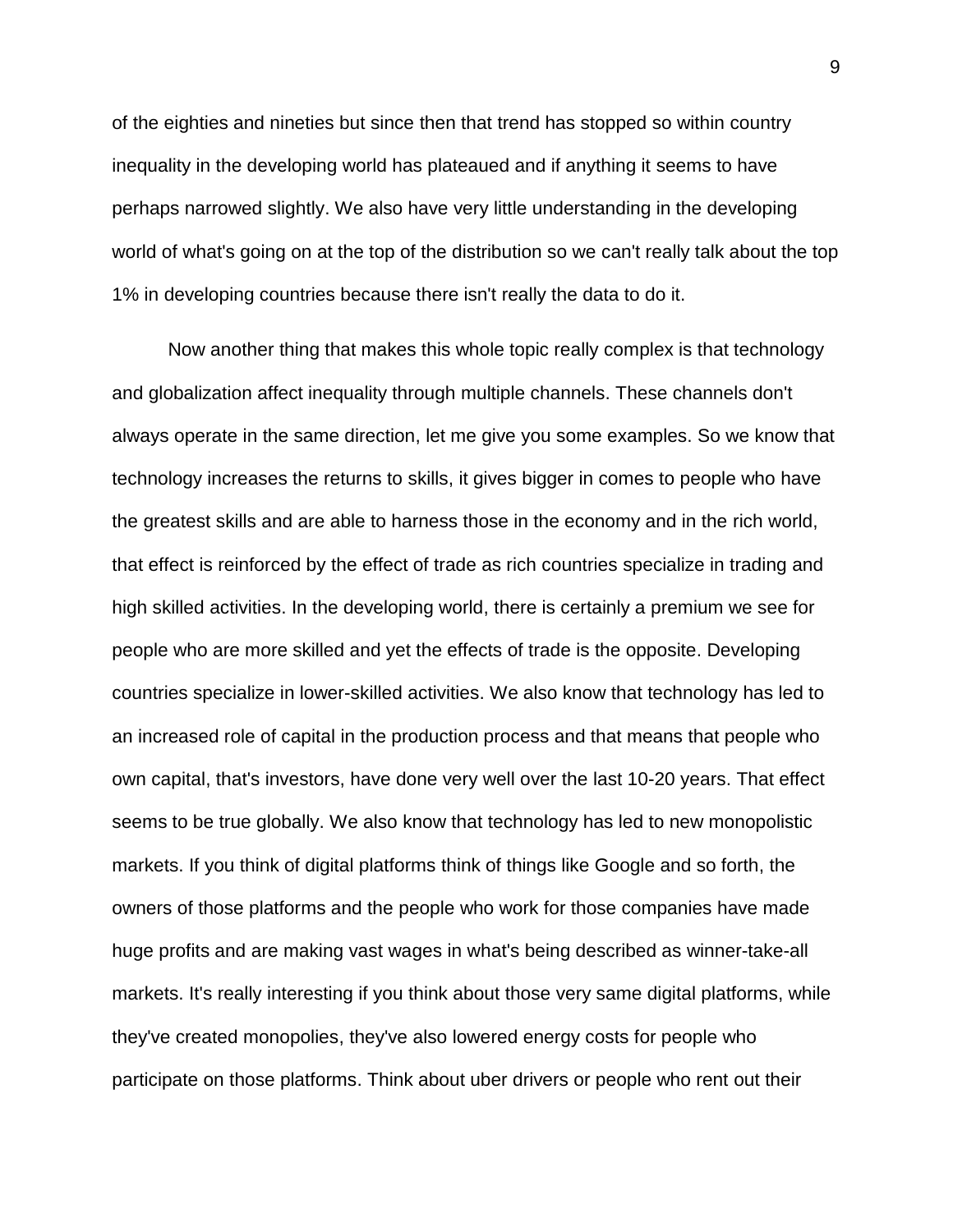of the eighties and nineties but since then that trend has stopped so within country inequality in the developing world has plateaued and if anything it seems to have perhaps narrowed slightly. We also have very little understanding in the developing world of what's going on at the top of the distribution so we can't really talk about the top 1% in developing countries because there isn't really the data to do it.

Now another thing that makes this whole topic really complex is that technology and globalization affect inequality through multiple channels. These channels don't always operate in the same direction, let me give you some examples. So we know that technology increases the returns to skills, it gives bigger in comes to people who have the greatest skills and are able to harness those in the economy and in the rich world, that effect is reinforced by the effect of trade as rich countries specialize in trading and high skilled activities. In the developing world, there is certainly a premium we see for people who are more skilled and yet the effects of trade is the opposite. Developing countries specialize in lower-skilled activities. We also know that technology has led to an increased role of capital in the production process and that means that people who own capital, that's investors, have done very well over the last 10-20 years. That effect seems to be true globally. We also know that technology has led to new monopolistic markets. If you think of digital platforms think of things like Google and so forth, the owners of those platforms and the people who work for those companies have made huge profits and are making vast wages in what's being described as winner-take-all markets. It's really interesting if you think about those very same digital platforms, while they've created monopolies, they've also lowered energy costs for people who participate on those platforms. Think about uber drivers or people who rent out their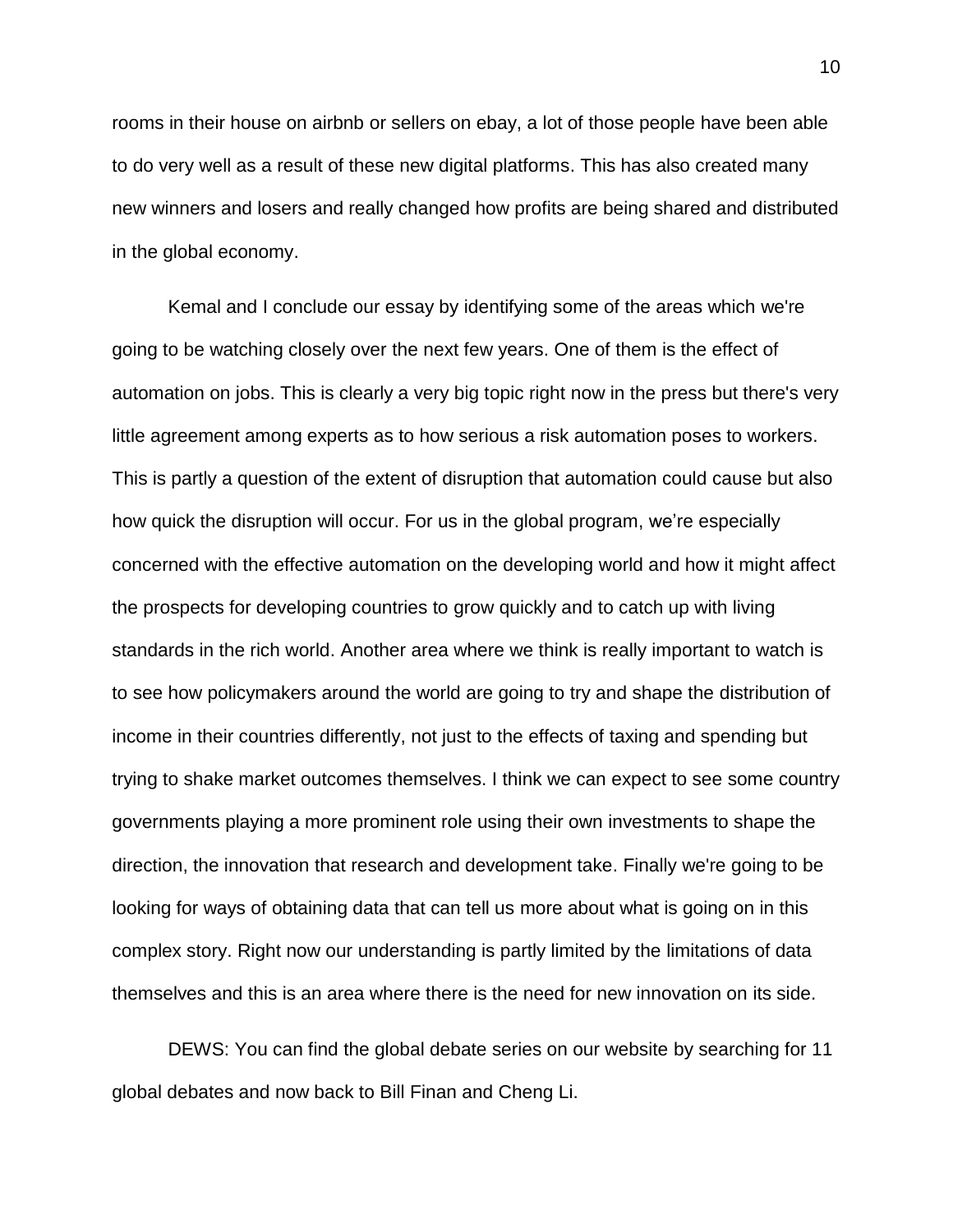rooms in their house on airbnb or sellers on ebay, a lot of those people have been able to do very well as a result of these new digital platforms. This has also created many new winners and losers and really changed how profits are being shared and distributed in the global economy.

Kemal and I conclude our essay by identifying some of the areas which we're going to be watching closely over the next few years. One of them is the effect of automation on jobs. This is clearly a very big topic right now in the press but there's very little agreement among experts as to how serious a risk automation poses to workers. This is partly a question of the extent of disruption that automation could cause but also how quick the disruption will occur. For us in the global program, we’re especially concerned with the effective automation on the developing world and how it might affect the prospects for developing countries to grow quickly and to catch up with living standards in the rich world. Another area where we think is really important to watch is to see how policymakers around the world are going to try and shape the distribution of income in their countries differently, not just to the effects of taxing and spending but trying to shake market outcomes themselves. I think we can expect to see some country governments playing a more prominent role using their own investments to shape the direction, the innovation that research and development take. Finally we're going to be looking for ways of obtaining data that can tell us more about what is going on in this complex story. Right now our understanding is partly limited by the limitations of data themselves and this is an area where there is the need for new innovation on its side.

DEWS: You can find the global debate series on our website by searching for 11 global debates and now back to Bill Finan and Cheng Li.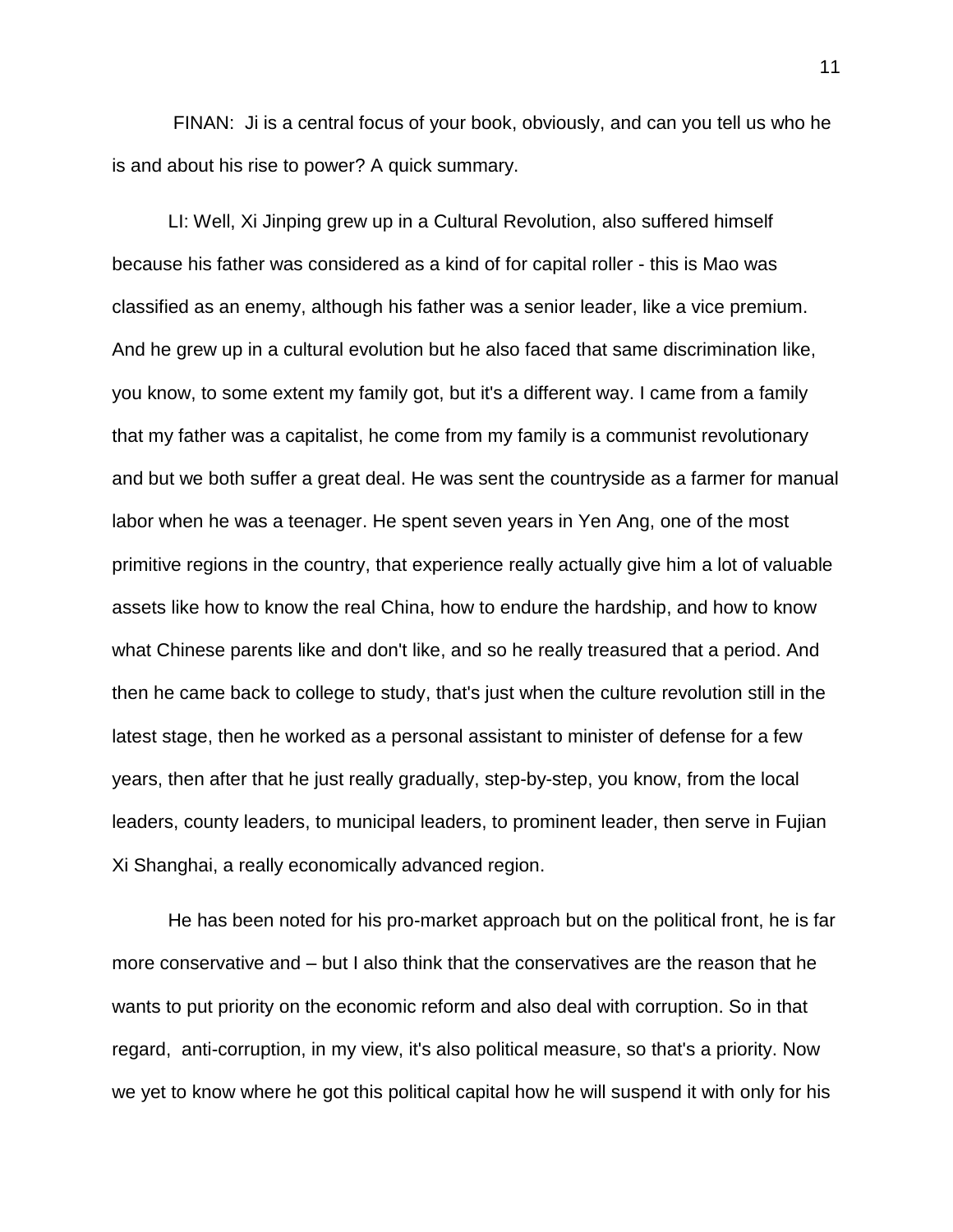FINAN: Ji is a central focus of your book, obviously, and can you tell us who he is and about his rise to power? A quick summary.

LI: Well, Xi Jinping grew up in a Cultural Revolution, also suffered himself because his father was considered as a kind of for capital roller - this is Mao was classified as an enemy, although his father was a senior leader, like a vice premium. And he grew up in a cultural evolution but he also faced that same discrimination like, you know, to some extent my family got, but it's a different way. I came from a family that my father was a capitalist, he come from my family is a communist revolutionary and but we both suffer a great deal. He was sent the countryside as a farmer for manual labor when he was a teenager. He spent seven years in Yen Ang, one of the most primitive regions in the country, that experience really actually give him a lot of valuable assets like how to know the real China, how to endure the hardship, and how to know what Chinese parents like and don't like, and so he really treasured that a period. And then he came back to college to study, that's just when the culture revolution still in the latest stage, then he worked as a personal assistant to minister of defense for a few years, then after that he just really gradually, step-by-step, you know, from the local leaders, county leaders, to municipal leaders, to prominent leader, then serve in Fujian Xi Shanghai, a really economically advanced region.

He has been noted for his pro-market approach but on the political front, he is far more conservative and – but I also think that the conservatives are the reason that he wants to put priority on the economic reform and also deal with corruption. So in that regard, anti-corruption, in my view, it's also political measure, so that's a priority. Now we yet to know where he got this political capital how he will suspend it with only for his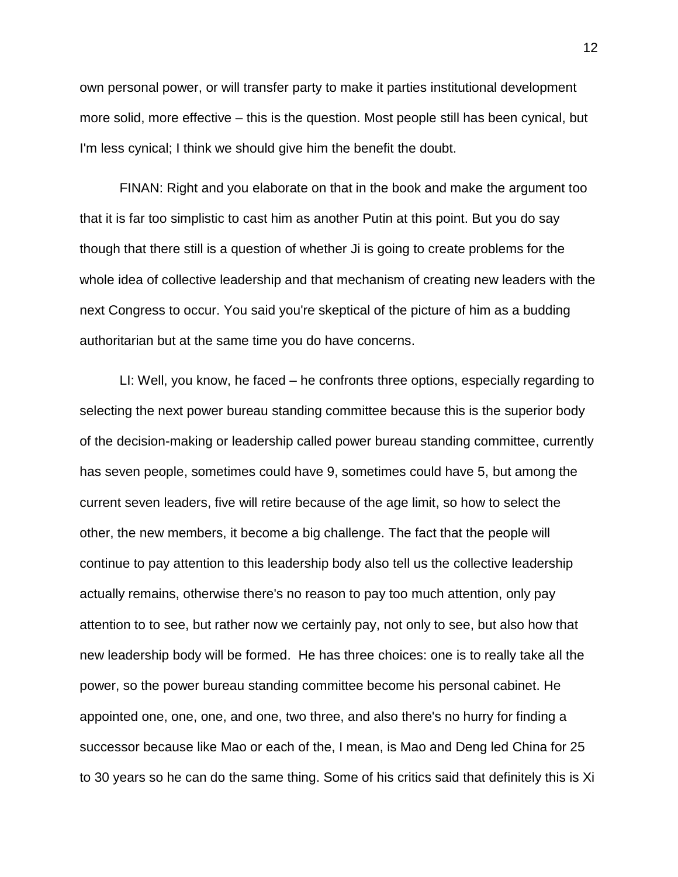own personal power, or will transfer party to make it parties institutional development more solid, more effective – this is the question. Most people still has been cynical, but I'm less cynical; I think we should give him the benefit the doubt.

FINAN: Right and you elaborate on that in the book and make the argument too that it is far too simplistic to cast him as another Putin at this point. But you do say though that there still is a question of whether Ji is going to create problems for the whole idea of collective leadership and that mechanism of creating new leaders with the next Congress to occur. You said you're skeptical of the picture of him as a budding authoritarian but at the same time you do have concerns.

LI: Well, you know, he faced – he confronts three options, especially regarding to selecting the next power bureau standing committee because this is the superior body of the decision-making or leadership called power bureau standing committee, currently has seven people, sometimes could have 9, sometimes could have 5, but among the current seven leaders, five will retire because of the age limit, so how to select the other, the new members, it become a big challenge. The fact that the people will continue to pay attention to this leadership body also tell us the collective leadership actually remains, otherwise there's no reason to pay too much attention, only pay attention to to see, but rather now we certainly pay, not only to see, but also how that new leadership body will be formed. He has three choices: one is to really take all the power, so the power bureau standing committee become his personal cabinet. He appointed one, one, one, and one, two three, and also there's no hurry for finding a successor because like Mao or each of the, I mean, is Mao and Deng led China for 25 to 30 years so he can do the same thing. Some of his critics said that definitely this is Xi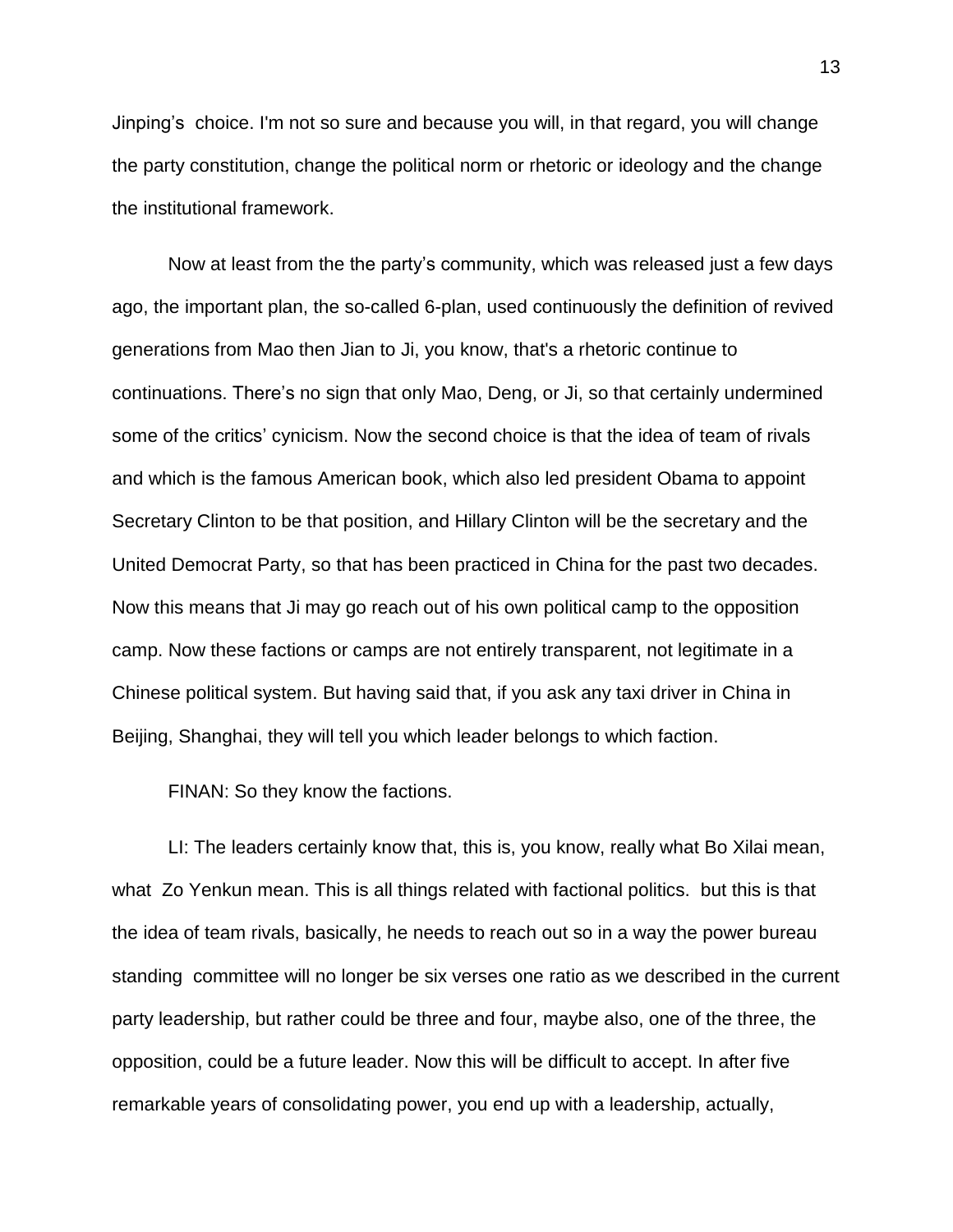Jinping's choice. I'm not so sure and because you will, in that regard, you will change the party constitution, change the political norm or rhetoric or ideology and the change the institutional framework.

Now at least from the the party's community, which was released just a few days ago, the important plan, the so-called 6-plan, used continuously the definition of revived generations from Mao then Jian to Ji, you know, that's a rhetoric continue to continuations. There's no sign that only Mao, Deng, or Ji, so that certainly undermined some of the critics' cynicism. Now the second choice is that the idea of team of rivals and which is the famous American book, which also led president Obama to appoint Secretary Clinton to be that position, and Hillary Clinton will be the secretary and the United Democrat Party, so that has been practiced in China for the past two decades. Now this means that Ji may go reach out of his own political camp to the opposition camp. Now these factions or camps are not entirely transparent, not legitimate in a Chinese political system. But having said that, if you ask any taxi driver in China in Beijing, Shanghai, they will tell you which leader belongs to which faction.

FINAN: So they know the factions.

LI: The leaders certainly know that, this is, you know, really what Bo Xilai mean, what Zo Yenkun mean. This is all things related with factional politics. but this is that the idea of team rivals, basically, he needs to reach out so in a way the power bureau standing committee will no longer be six verses one ratio as we described in the current party leadership, but rather could be three and four, maybe also, one of the three, the opposition, could be a future leader. Now this will be difficult to accept. In after five remarkable years of consolidating power, you end up with a leadership, actually,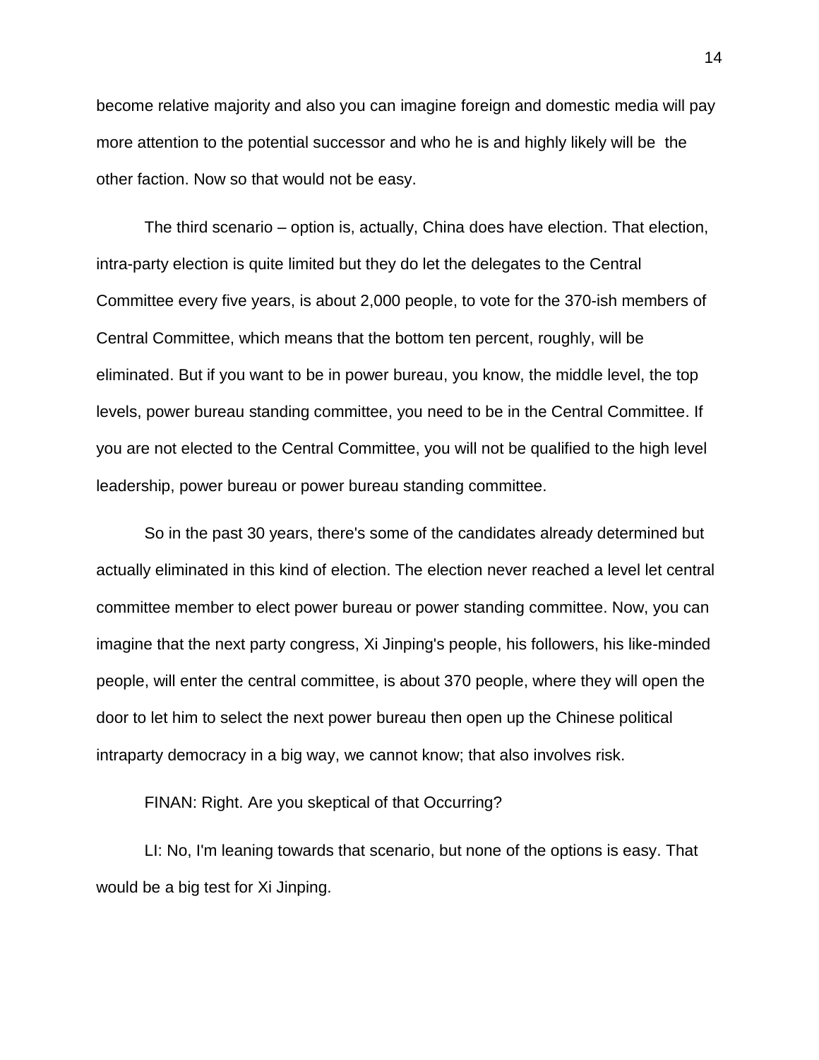become relative majority and also you can imagine foreign and domestic media will pay more attention to the potential successor and who he is and highly likely will be  the other faction. Now so that would not be easy.

The third scenario – option is, actually, China does have election. That election, intra-party election is quite limited but they do let the delegates to the Central Committee every five years, is about 2,000 people, to vote for the 370-ish members of Central Committee, which means that the bottom ten percent, roughly, will be eliminated. But if you want to be in power bureau, you know, the middle level, the top levels, power bureau standing committee, you need to be in the Central Committee. If you are not elected to the Central Committee, you will not be qualified to the high level leadership, power bureau or power bureau standing committee.

So in the past 30 years, there's some of the candidates already determined but actually eliminated in this kind of election. The election never reached a level let central committee member to elect power bureau or power standing committee. Now, you can imagine that the next party congress, Xi Jinping's people, his followers, his like-minded people, will enter the central committee, is about 370 people, where they will open the door to let him to select the next power bureau then open up the Chinese political intraparty democracy in a big way, we cannot know; that also involves risk.

FINAN: Right. Are you skeptical of that Occurring?

LI: No, I'm leaning towards that scenario, but none of the options is easy. That would be a big test for Xi Jinping.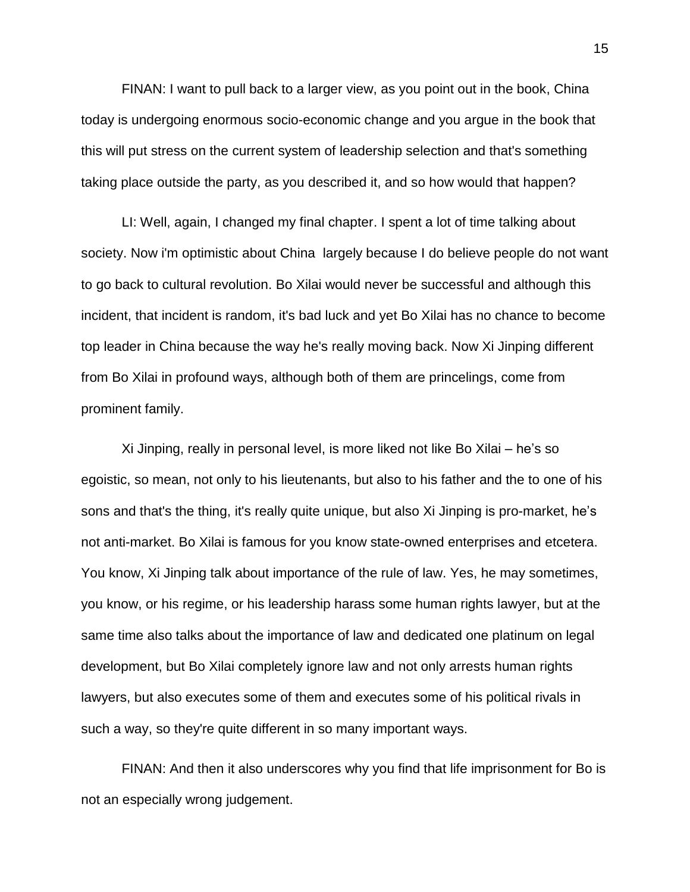FINAN: I want to pull back to a larger view, as you point out in the book, China today is undergoing enormous socio-economic change and you argue in the book that this will put stress on the current system of leadership selection and that's something taking place outside the party, as you described it, and so how would that happen?

LI: Well, again, I changed my final chapter. I spent a lot of time talking about society. Now i'm optimistic about China largely because I do believe people do not want to go back to cultural revolution. Bo Xilai would never be successful and although this incident, that incident is random, it's bad luck and yet Bo Xilai has no chance to become top leader in China because the way he's really moving back. Now Xi Jinping different from Bo Xilai in profound ways, although both of them are princelings, come from prominent family.

Xi Jinping, really in personal level, is more liked not like Bo Xilai – he's so egoistic, so mean, not only to his lieutenants, but also to his father and the to one of his sons and that's the thing, it's really quite unique, but also Xi Jinping is pro-market, he's not anti-market. Bo Xilai is famous for you know state-owned enterprises and etcetera. You know, Xi Jinping talk about importance of the rule of law. Yes, he may sometimes, you know, or his regime, or his leadership harass some human rights lawyer, but at the same time also talks about the importance of law and dedicated one platinum on legal development, but Bo Xilai completely ignore law and not only arrests human rights lawyers, but also executes some of them and executes some of his political rivals in such a way, so they're quite different in so many important ways.

FINAN: And then it also underscores why you find that life imprisonment for Bo is not an especially wrong judgement.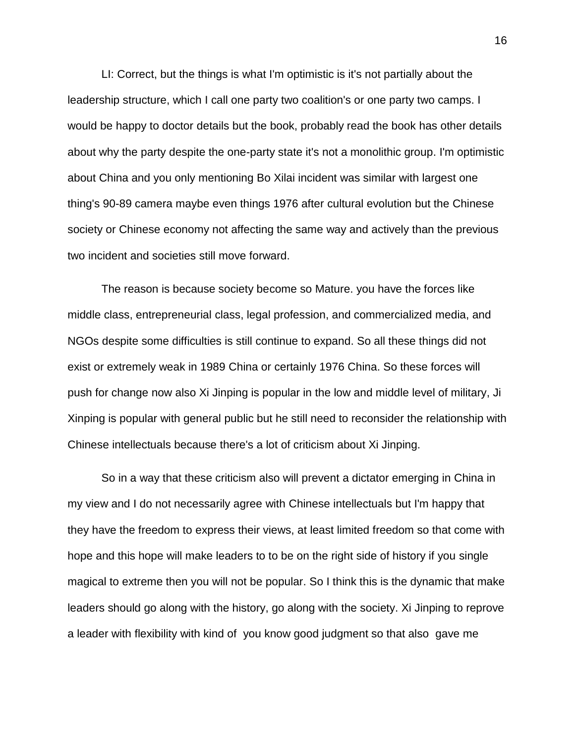LI: Correct, but the things is what I'm optimistic is it's not partially about the leadership structure, which I call one party two coalition's or one party two camps. I would be happy to doctor details but the book, probably read the book has other details about why the party despite the one-party state it's not a monolithic group. I'm optimistic about China and you only mentioning Bo Xilai incident was similar with largest one thing's 90-89 camera maybe even things 1976 after cultural evolution but the Chinese society or Chinese economy not affecting the same way and actively than the previous two incident and societies still move forward.

The reason is because society become so Mature. you have the forces like middle class, entrepreneurial class, legal profession, and commercialized media, and NGOs despite some difficulties is still continue to expand. So all these things did not exist or extremely weak in 1989 China or certainly 1976 China. So these forces will push for change now also Xi Jinping is popular in the low and middle level of military, Ji Xinping is popular with general public but he still need to reconsider the relationship with Chinese intellectuals because there's a lot of criticism about Xi Jinping.

So in a way that these criticism also will prevent a dictator emerging in China in my view and I do not necessarily agree with Chinese intellectuals but I'm happy that they have the freedom to express their views, at least limited freedom so that come with hope and this hope will make leaders to to be on the right side of history if you single magical to extreme then you will not be popular. So I think this is the dynamic that make leaders should go along with the history, go along with the society. Xi Jinping to reprove a leader with flexibility with kind of you know good judgment so that also gave me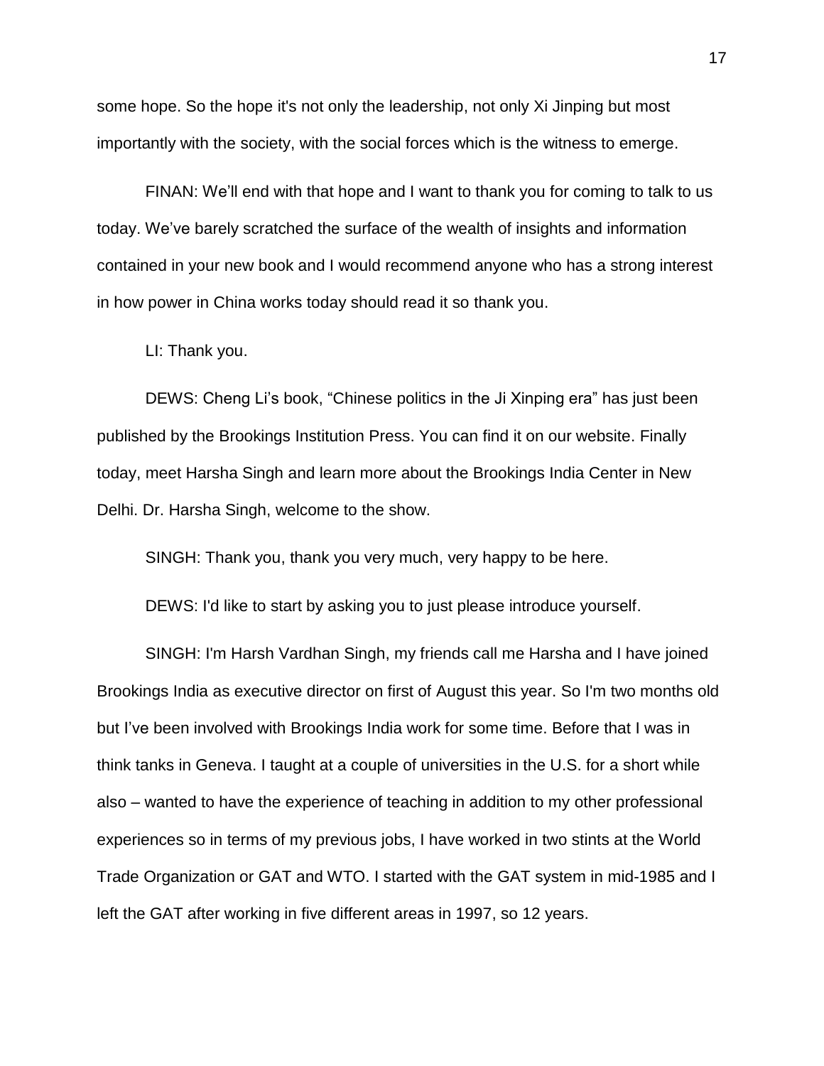some hope. So the hope it's not only the leadership, not only Xi Jinping but most importantly with the society, with the social forces which is the witness to emerge.

FINAN: We'll end with that hope and I want to thank you for coming to talk to us today. We've barely scratched the surface of the wealth of insights and information contained in your new book and I would recommend anyone who has a strong interest in how power in China works today should read it so thank you.

LI: Thank you.

DEWS: Cheng Li's book, "Chinese politics in the Ji Xinping era" has just been published by the Brookings Institution Press. You can find it on our website. Finally today, meet Harsha Singh and learn more about the Brookings India Center in New Delhi. Dr. Harsha Singh, welcome to the show.

SINGH: Thank you, thank you very much, very happy to be here.

DEWS: I'd like to start by asking you to just please introduce yourself.

SINGH: I'm Harsh Vardhan Singh, my friends call me Harsha and I have joined Brookings India as executive director on first of August this year. So I'm two months old but I've been involved with Brookings India work for some time. Before that I was in think tanks in Geneva. I taught at a couple of universities in the U.S. for a short while also – wanted to have the experience of teaching in addition to my other professional experiences so in terms of my previous jobs, I have worked in two stints at the World Trade Organization or GAT and WTO. I started with the GAT system in mid-1985 and I left the GAT after working in five different areas in 1997, so 12 years.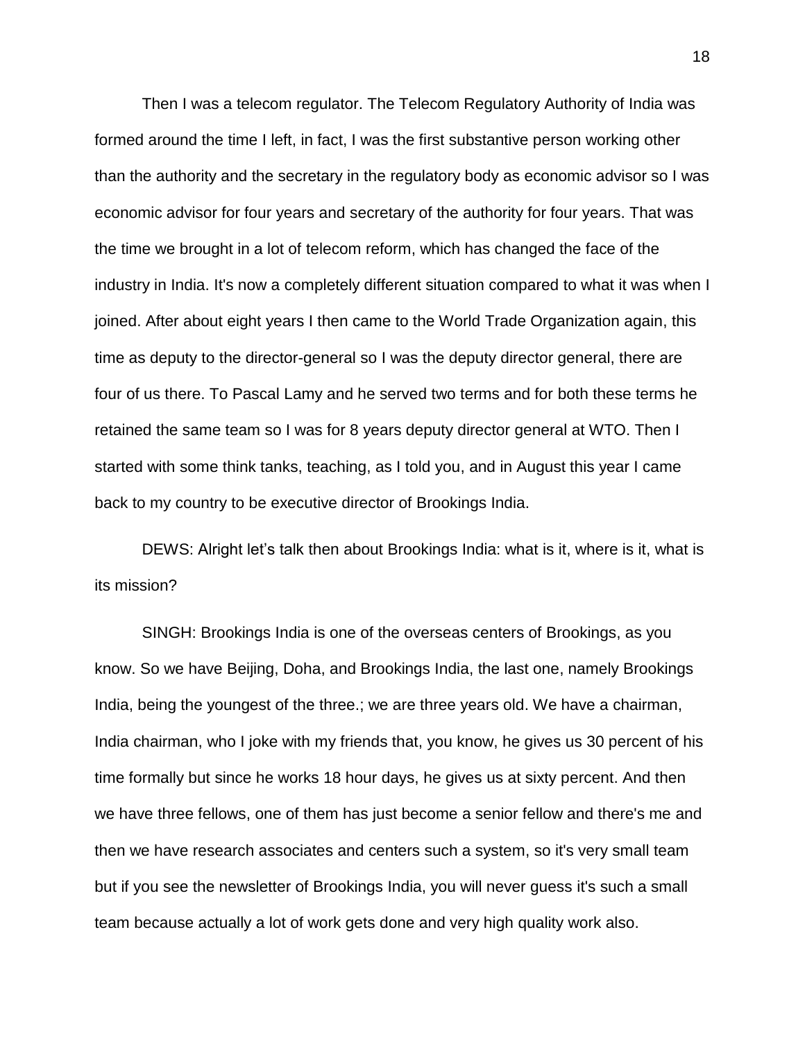Then I was a telecom regulator. The Telecom Regulatory Authority of India was formed around the time I left, in fact, I was the first substantive person working other than the authority and the secretary in the regulatory body as economic advisor so I was economic advisor for four years and secretary of the authority for four years. That was the time we brought in a lot of telecom reform, which has changed the face of the industry in India. It's now a completely different situation compared to what it was when I joined. After about eight years I then came to the World Trade Organization again, this time as deputy to the director-general so I was the deputy director general, there are four of us there. To Pascal Lamy and he served two terms and for both these terms he retained the same team so I was for 8 years deputy director general at WTO. Then I started with some think tanks, teaching, as I told you, and in August this year I came back to my country to be executive director of Brookings India.

DEWS: Alright let's talk then about Brookings India: what is it, where is it, what is its mission?

SINGH: Brookings India is one of the overseas centers of Brookings, as you know. So we have Beijing, Doha, and Brookings India, the last one, namely Brookings India, being the youngest of the three.; we are three years old. We have a chairman, India chairman, who I joke with my friends that, you know, he gives us 30 percent of his time formally but since he works 18 hour days, he gives us at sixty percent. And then we have three fellows, one of them has just become a senior fellow and there's me and then we have research associates and centers such a system, so it's very small team but if you see the newsletter of Brookings India, you will never guess it's such a small team because actually a lot of work gets done and very high quality work also.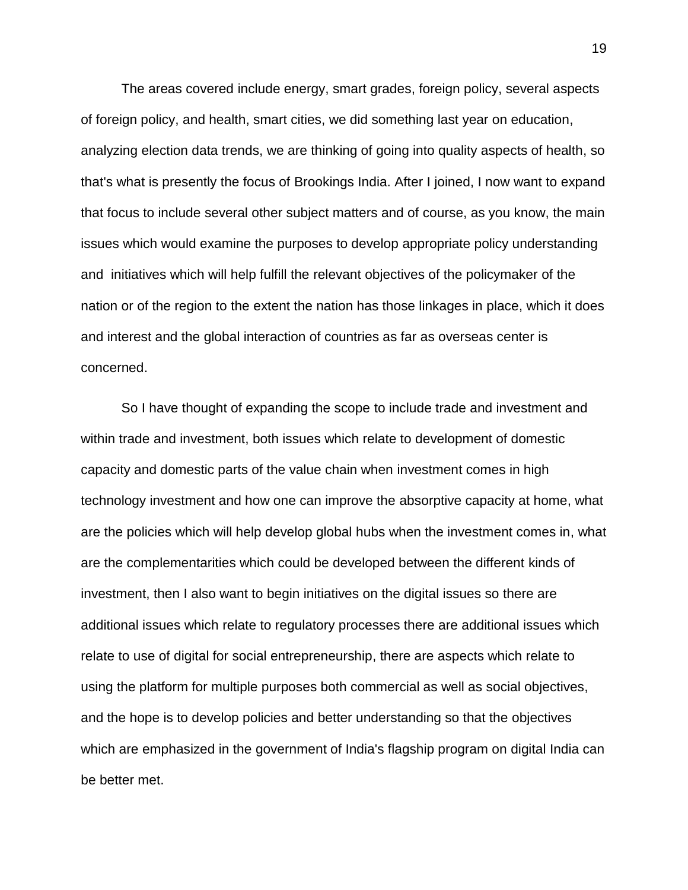The areas covered include energy, smart grades, foreign policy, several aspects of foreign policy, and health, smart cities, we did something last year on education, analyzing election data trends, we are thinking of going into quality aspects of health, so that's what is presently the focus of Brookings India. After I joined, I now want to expand that focus to include several other subject matters and of course, as you know, the main issues which would examine the purposes to develop appropriate policy understanding and initiatives which will help fulfill the relevant objectives of the policymaker of the nation or of the region to the extent the nation has those linkages in place, which it does and interest and the global interaction of countries as far as overseas center is concerned.

So I have thought of expanding the scope to include trade and investment and within trade and investment, both issues which relate to development of domestic capacity and domestic parts of the value chain when investment comes in high technology investment and how one can improve the absorptive capacity at home, what are the policies which will help develop global hubs when the investment comes in, what are the complementarities which could be developed between the different kinds of investment, then I also want to begin initiatives on the digital issues so there are additional issues which relate to regulatory processes there are additional issues which relate to use of digital for social entrepreneurship, there are aspects which relate to using the platform for multiple purposes both commercial as well as social objectives, and the hope is to develop policies and better understanding so that the objectives which are emphasized in the government of India's flagship program on digital India can be better met.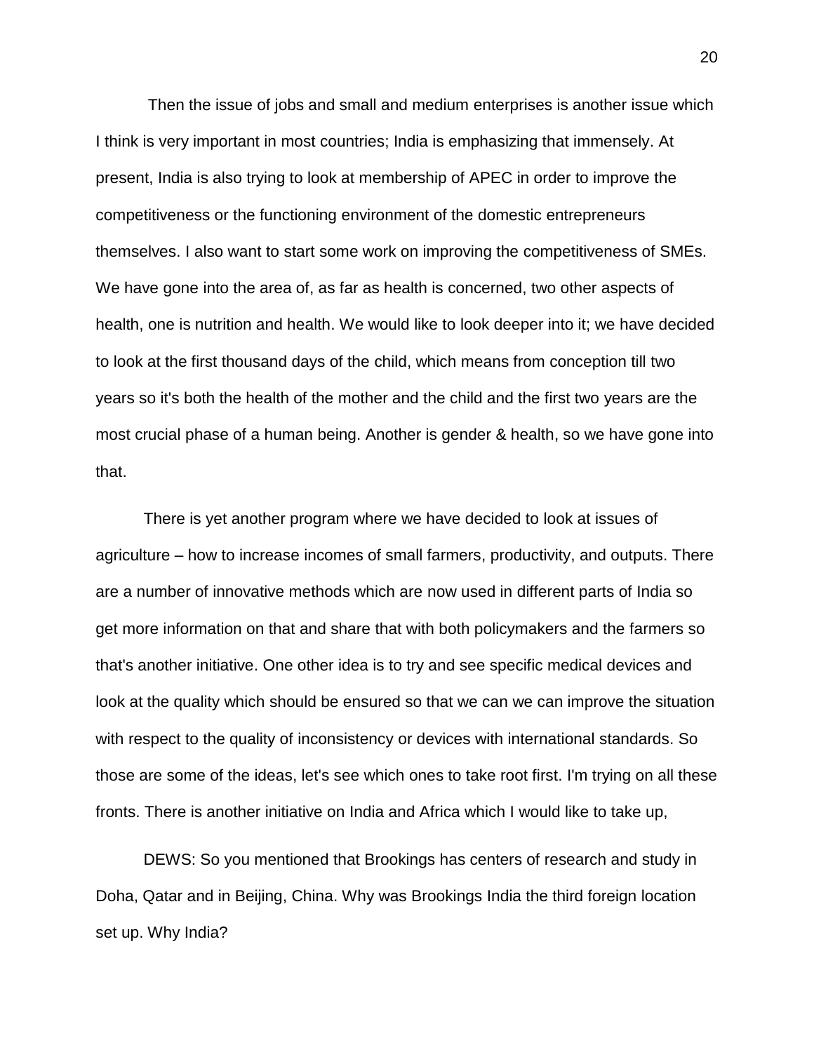Then the issue of jobs and small and medium enterprises is another issue which I think is very important in most countries; India is emphasizing that immensely. At present, India is also trying to look at membership of APEC in order to improve the competitiveness or the functioning environment of the domestic entrepreneurs themselves. I also want to start some work on improving the competitiveness of SMEs. We have gone into the area of, as far as health is concerned, two other aspects of health, one is nutrition and health. We would like to look deeper into it; we have decided to look at the first thousand days of the child, which means from conception till two years so it's both the health of the mother and the child and the first two years are the most crucial phase of a human being. Another is gender & health, so we have gone into that.

There is yet another program where we have decided to look at issues of agriculture – how to increase incomes of small farmers, productivity, and outputs. There are a number of innovative methods which are now used in different parts of India so get more information on that and share that with both policymakers and the farmers so that's another initiative. One other idea is to try and see specific medical devices and look at the quality which should be ensured so that we can we can improve the situation with respect to the quality of inconsistency or devices with international standards. So those are some of the ideas, let's see which ones to take root first. I'm trying on all these fronts. There is another initiative on India and Africa which I would like to take up,

DEWS: So you mentioned that Brookings has centers of research and study in Doha, Qatar and in Beijing, China. Why was Brookings India the third foreign location set up. Why India?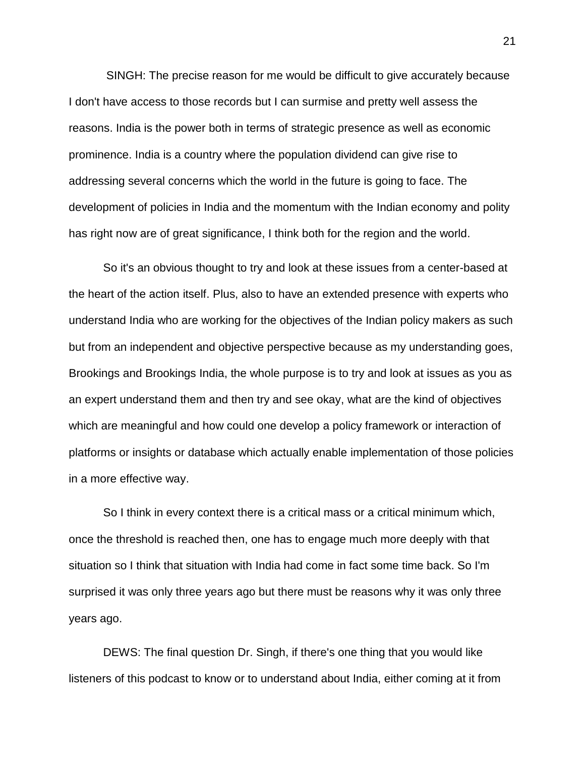SINGH: The precise reason for me would be difficult to give accurately because I don't have access to those records but I can surmise and pretty well assess the reasons. India is the power both in terms of strategic presence as well as economic prominence. India is a country where the population dividend can give rise to addressing several concerns which the world in the future is going to face. The development of policies in India and the momentum with the Indian economy and polity has right now are of great significance, I think both for the region and the world.

So it's an obvious thought to try and look at these issues from a center-based at the heart of the action itself. Plus, also to have an extended presence with experts who understand India who are working for the objectives of the Indian policy makers as such but from an independent and objective perspective because as my understanding goes, Brookings and Brookings India, the whole purpose is to try and look at issues as you as an expert understand them and then try and see okay, what are the kind of objectives which are meaningful and how could one develop a policy framework or interaction of platforms or insights or database which actually enable implementation of those policies in a more effective way.

So I think in every context there is a critical mass or a critical minimum which, once the threshold is reached then, one has to engage much more deeply with that situation so I think that situation with India had come in fact some time back. So I'm surprised it was only three years ago but there must be reasons why it was only three years ago.

DEWS: The final question Dr. Singh, if there's one thing that you would like listeners of this podcast to know or to understand about India, either coming at it from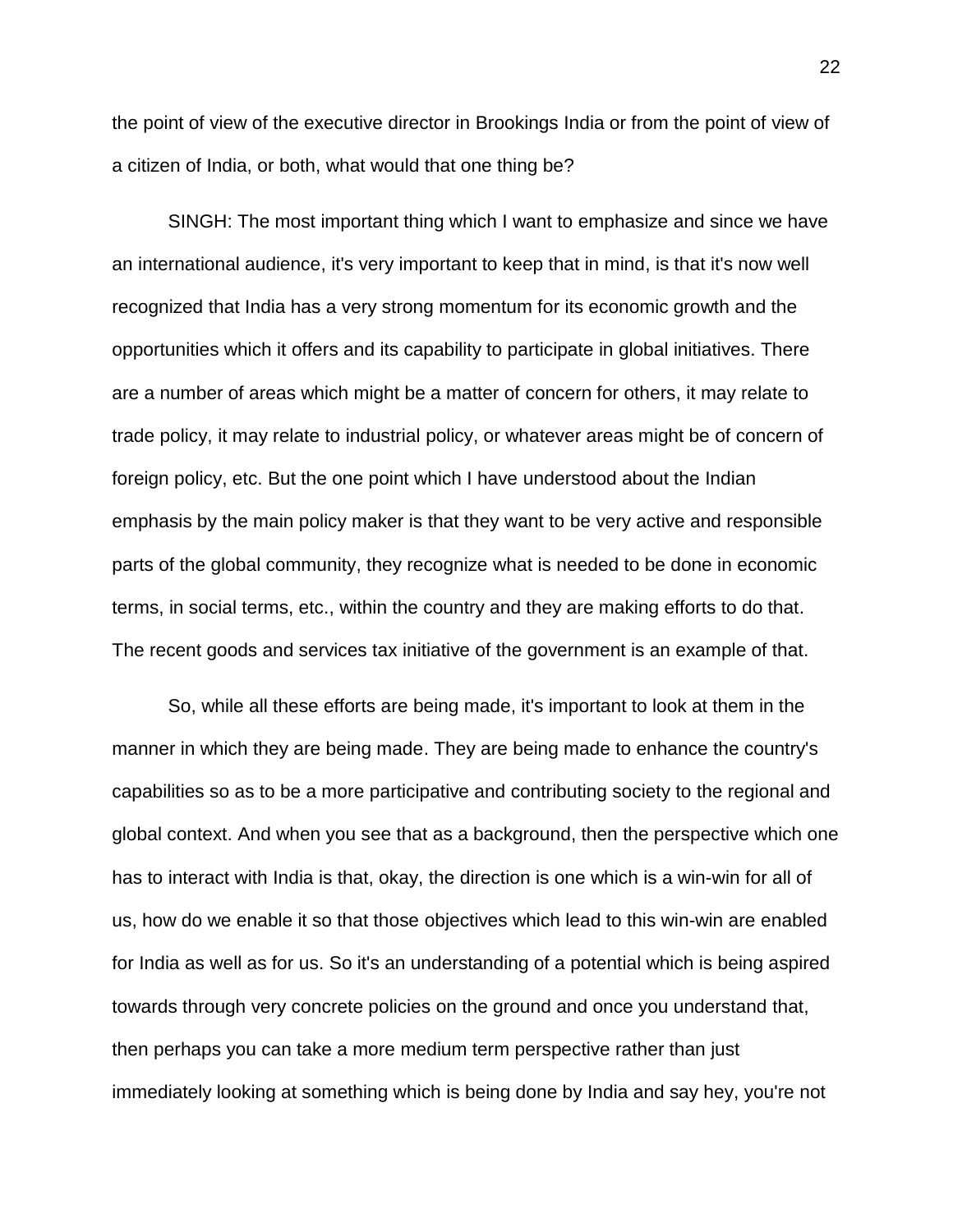the point of view of the executive director in Brookings India or from the point of view of a citizen of India, or both, what would that one thing be?

SINGH: The most important thing which I want to emphasize and since we have an international audience, it's very important to keep that in mind, is that it's now well recognized that India has a very strong momentum for its economic growth and the opportunities which it offers and its capability to participate in global initiatives. There are a number of areas which might be a matter of concern for others, it may relate to trade policy, it may relate to industrial policy, or whatever areas might be of concern of foreign policy, etc. But the one point which I have understood about the Indian emphasis by the main policy maker is that they want to be very active and responsible parts of the global community, they recognize what is needed to be done in economic terms, in social terms, etc., within the country and they are making efforts to do that. The recent goods and services tax initiative of the government is an example of that.

So, while all these efforts are being made, it's important to look at them in the manner in which they are being made. They are being made to enhance the country's capabilities so as to be a more participative and contributing society to the regional and global context. And when you see that as a background, then the perspective which one has to interact with India is that, okay, the direction is one which is a win-win for all of us, how do we enable it so that those objectives which lead to this win-win are enabled for India as well as for us. So it's an understanding of a potential which is being aspired towards through very concrete policies on the ground and once you understand that, then perhaps you can take a more medium term perspective rather than just immediately looking at something which is being done by India and say hey, you're not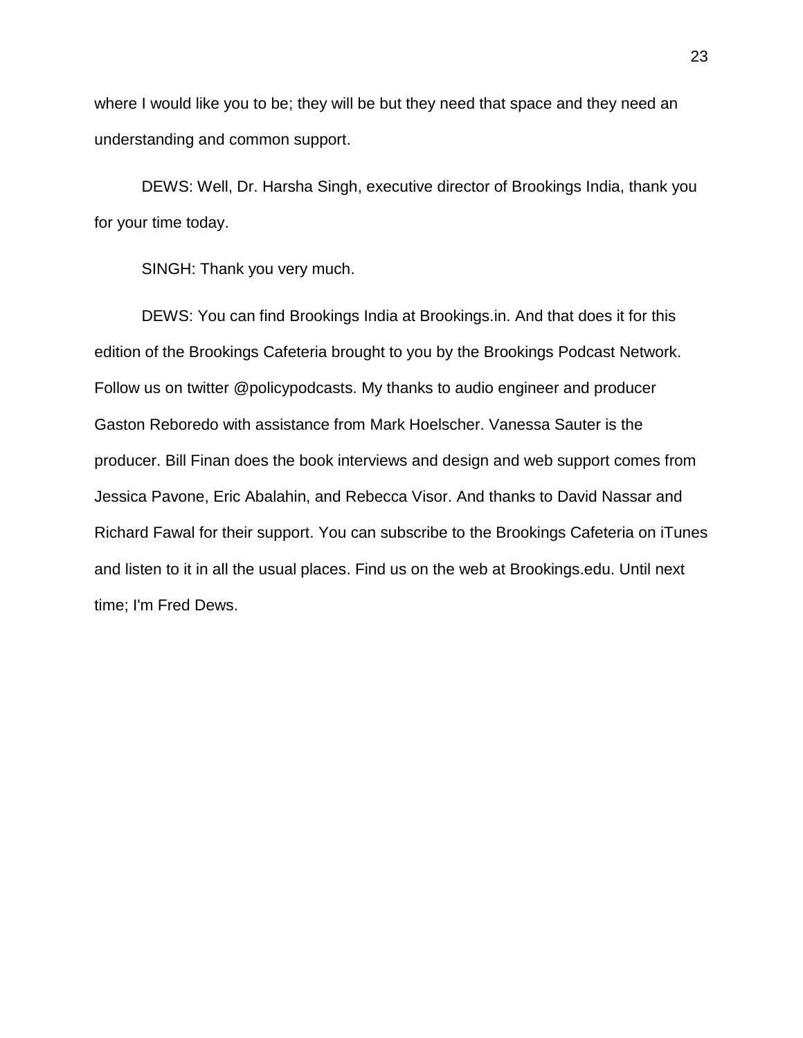where I would like you to be; they will be but they need that space and they need an understanding and common support.

DEWS: Well, Dr. Harsha Singh, executive director of Brookings India, thank you for your time today.

SINGH: Thank you very much.

DEWS: You can find Brookings India at Brookings.in. And that does it for this edition of the Brookings Cafeteria brought to you by the Brookings Podcast Network. Follow us on twitter @policypodcasts. My thanks to audio engineer and producer Gaston Reboredo with assistance from Mark Hoelscher. Vanessa Sauter is the producer. Bill Finan does the book interviews and design and web support comes from Jessica Pavone, Eric Abalahin, and Rebecca Visor. And thanks to David Nassar and Richard Fawal for their support. You can subscribe to the Brookings Cafeteria on iTunes and listen to it in all the usual places. Find us on the web at Brookings.edu. Until next time; I'm Fred Dews.